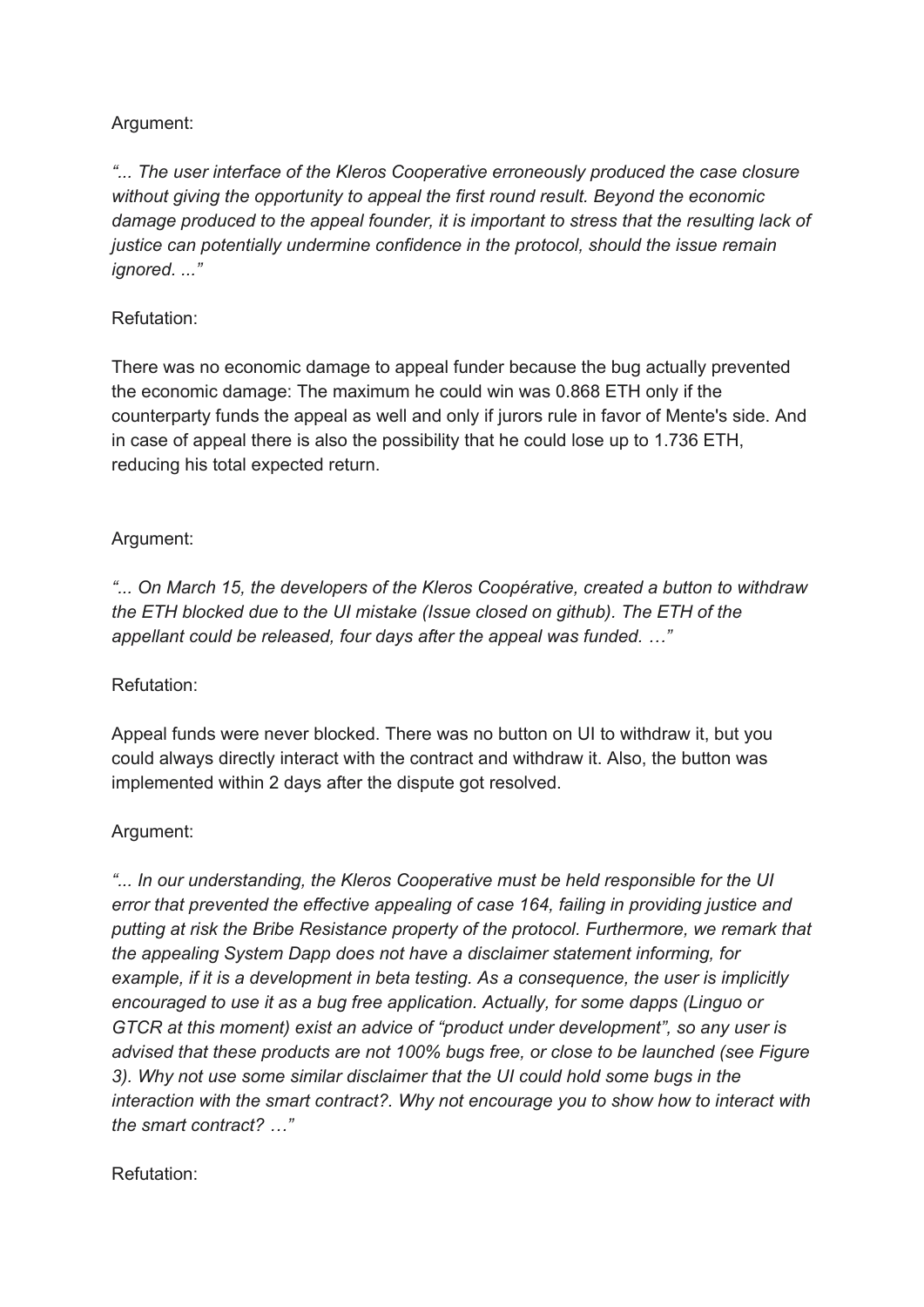Argument:

*"... The user interface of the Kleros Cooperative erroneously produced the case closure without giving the opportunity to appeal the first round result. Beyond the economic damage produced to the appeal founder, it is important to stress that the resulting lack of justice can potentially undermine confidence in the protocol, should the issue remain ignored. ..."*

Refutation:

There was no economic damage to appeal funder because the bug actually prevented the economic damage: The maximum he could win was 0.868 ETH only if the counterparty funds the appeal as well and only if jurors rule in favor of Mente's side. And in case of appeal there is also the possibility that he could lose up to 1.736 ETH, reducing his total expected return.

Argument:

*"... On March 15, the developers of the Kleros Coopérative, created a button to withdraw the ETH blocked due to the UI mistake (Issue closed on github). The ETH of the appellant could be released, four days after the appeal was funded. …"*

Refutation:

Appeal funds were never blocked. There was no button on UI to withdraw it, but you could always directly interact with the contract and withdraw it. Also, the button was implemented within 2 days after the dispute got resolved.

Argument:

*"... In our understanding, the Kleros Cooperative must be held responsible for the UI error that prevented the effective appealing of case 164, failing in providing justice and putting at risk the Bribe Resistance property of the protocol. Furthermore, we remark that the appealing System Dapp does not have a disclaimer statement informing, for example, if it is a development in beta testing. As a consequence, the user is implicitly encouraged to use it as a bug free application. Actually, for some dapps (Linguo or GTCR at this moment) exist an advice of "product under development", so any user is advised that these products are not 100% bugs free, or close to be launched (see Figure 3). Why not use some similar disclaimer that the UI could hold some bugs in the interaction with the smart contract?. Why not encourage you to show how to interact with the smart contract? …"*

Refutation: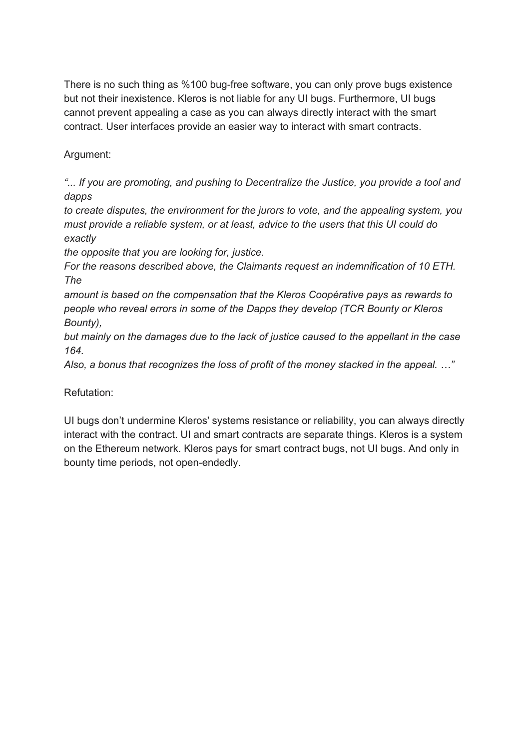There is no such thing as %100 bug-free software, you can only prove bugs existence but not their inexistence. Kleros is not liable for any UI bugs. Furthermore, UI bugs cannot prevent appealing a case as you can always directly interact with the smart contract. User interfaces provide an easier way to interact with smart contracts.

Argument:

*"... If you are promoting, and pushing to Decentralize the Justice, you provide a tool and dapps to create disputes, the environment for the jurors to vote, and the appealing system, you must provide a reliable system, or at least, advice to the users that this UI could do exactly the opposite that you are looking for, justice.*

*For the reasons described above, the Claimants request an indemnification of 10 ETH. The amount is based on the compensation that the Kleros Coopérative pays as rewards to people who reveal errors in some of the Dapps they develop (TCR Bounty or Kleros Bounty), but mainly on the damages due to the lack of justice caused to the appellant in the case 164.*

*Also, a bonus that recognizes the loss of profit of the money stacked in the appeal. …"*

Refutation:

UI bugs don't undermine Kleros' systems resistance or reliability, you can always directly interact with the contract. UI and smart contracts are separate things. Kleros is a system on the Ethereum network. Kleros pays for smart contract bugs, not UI bugs. And only in bounty time periods, not open-endedly.